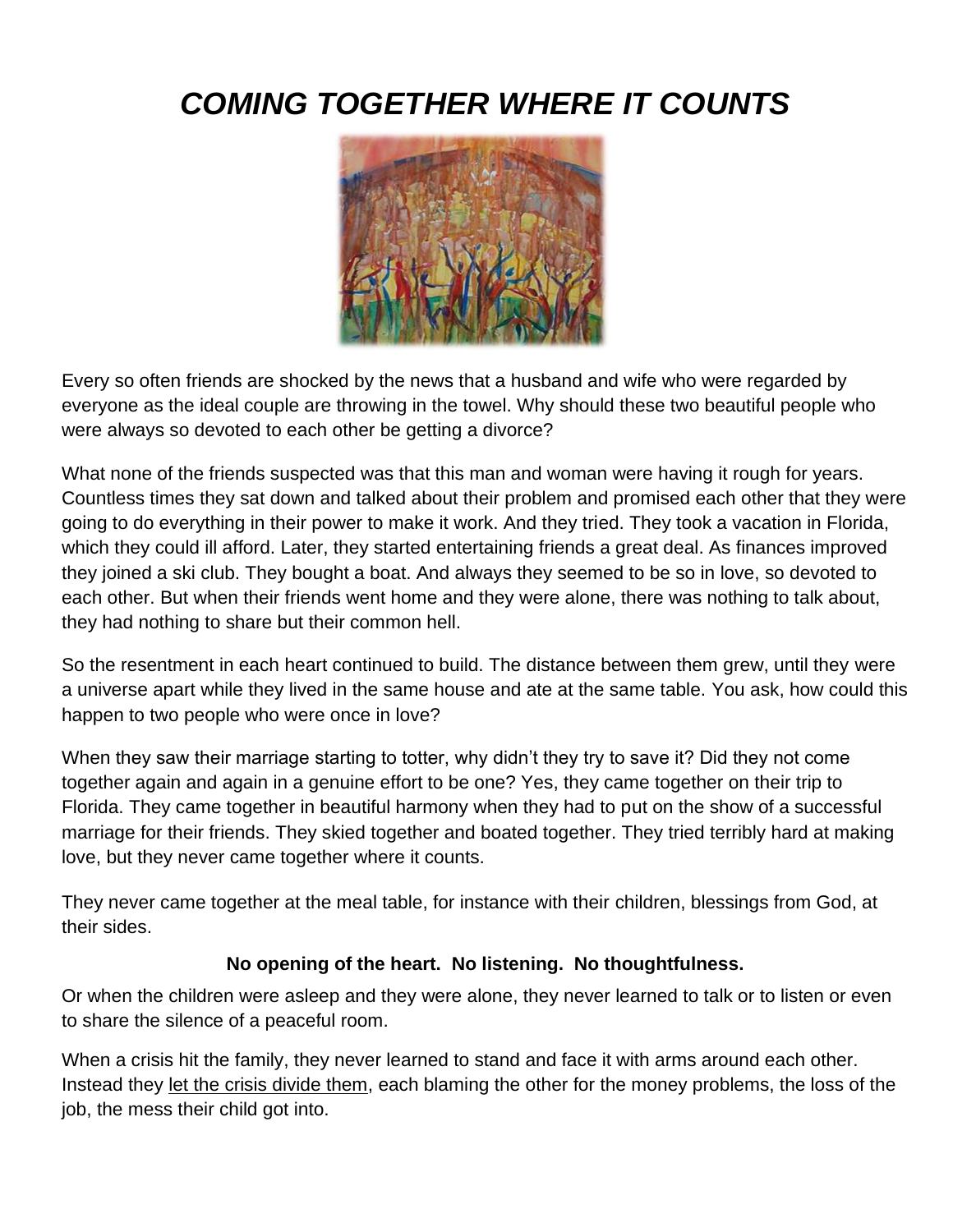# *COMING TOGETHER WHERE IT COUNTS*

Every so often friends are shocked by the news that a husband and wife who were regarded by everyone as the ideal couple are throwing in the towel. Why should these two beautiful people who were always so devoted to each other be getting a divorce?

What none of the friends suspected was that this man and woman were having it rough for years. Countless times they sat down and talked about their problem and promised each other that they were going to do everything in their power to make it work. And they tried. They took a vacation in Florida, which they could ill afford. Later, they started entertaining friends a great deal. As finances improved they joined a ski club. They bought a boat. And always they seemed to be so in love, so devoted to each other. But when their friends went home and they were alone, there was nothing to talk about, they had nothing to share but their common hell.

So the resentment in each heart continued to build. The distance between them grew, until they were a universe apart while they lived in the same house and ate at the same table. You ask, how could this happen to two people who were once in love?

When they saw their marriage starting to totter, why didn't they try to save it? Did they not come together again and again in a genuine effort to be one? Yes, they came together on their trip to Florida. They came together in beautiful harmony when they had to put on the show of a successful marriage for their friends. They skied together and boated together. They tried terribly hard at making love, but they never came together where it counts.

They never came together at the meal table, for instance with their children, blessings from God, at their sides.

**No opening of the heart. No listening. No thoughtfulness.**

Or when the children were asleep and they were alone, they never learned to talk or to listen or even to share the silence of a peaceful room.

When a crisis hit the family, they never learned to stand and face it with arms around each other. Instead they let the crisis divide them, each blaming the other for the money problems, the loss of the job, the mess their child got into.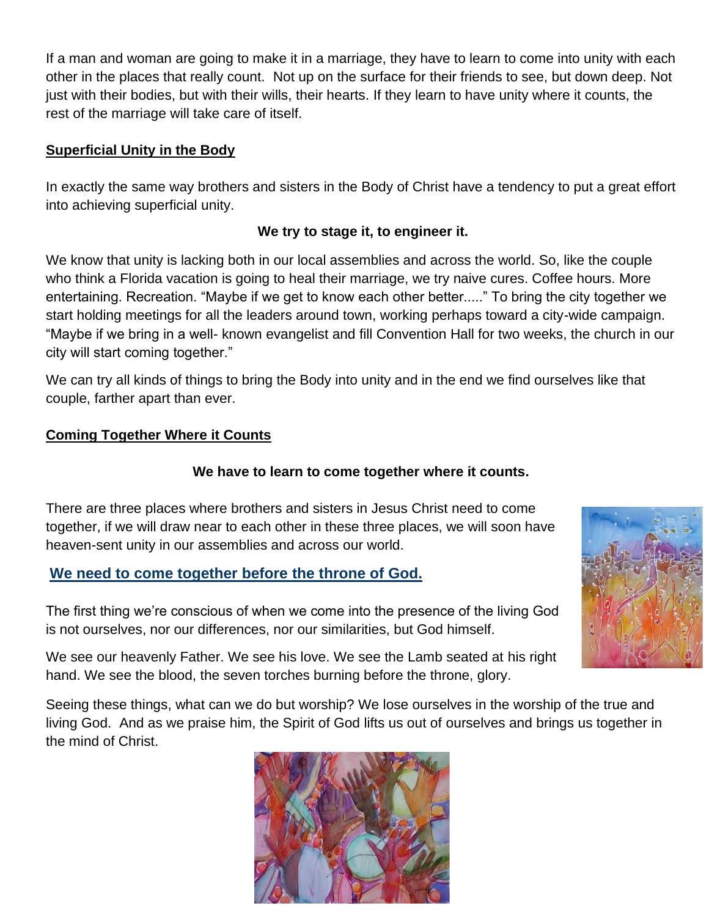If a man and woman are going to make it in a marriage, they have to learn to come into unity with each other in the places that really count. Not up on the surface for their friends to see, but down deep. Not just with their bodies, but with their wills, their hearts. If they learn to have unity where it counts, the rest of the marriage will take care of itself.

## Superficial Unity in the Body

In exactly the same way brothers and sisters in the Body of Christ have a tendency to put a great effort into achieving superficial unity.

**We try to stage it, to engineer it.**

We know that unity is lacking both in our local assemblies and across the world. So, like the couple who think a Florida vacation is going to heal their marriage, we try naive cures. Coffee hours. More entertaining. Recreation. "Maybe if we get to know each other better....." To bring the city together we start holding meetings for all the leaders around town, working perhaps toward a city-wide campaign. "Maybe if we bring in a well- known evangelist and fill Convention Hall for two weeks, the church in our city will start coming together."

We can try all kinds of things to bring the Body into unity and in the end we find ourselves like that couple, farther apart than ever.

## Coming Together Where it Counts

**We have to learn to come together where it counts.**

There are three places where brothers and sisters in Jesus Christ need to come together, if we will draw near to each other in these three places, we will soon have heaven-sent unity in our assemblies and across our world.

### We need to come together before the throne of God.

The first thing we're conscious of when we come into the presence of the living God is not ourselves, nor our differences, nor our similarities, but God himself.

We see our heavenly Father. We see his love. We see the Lamb seated at his right hand. We see the blood, the seven torches burning before the throne, glory.

Seeing these things, what can we do but worship? We lose ourselves in the worship of the true and living God. And as we praise him, the Spirit of God lifts us out of ourselves and brings us together in the mind of Christ.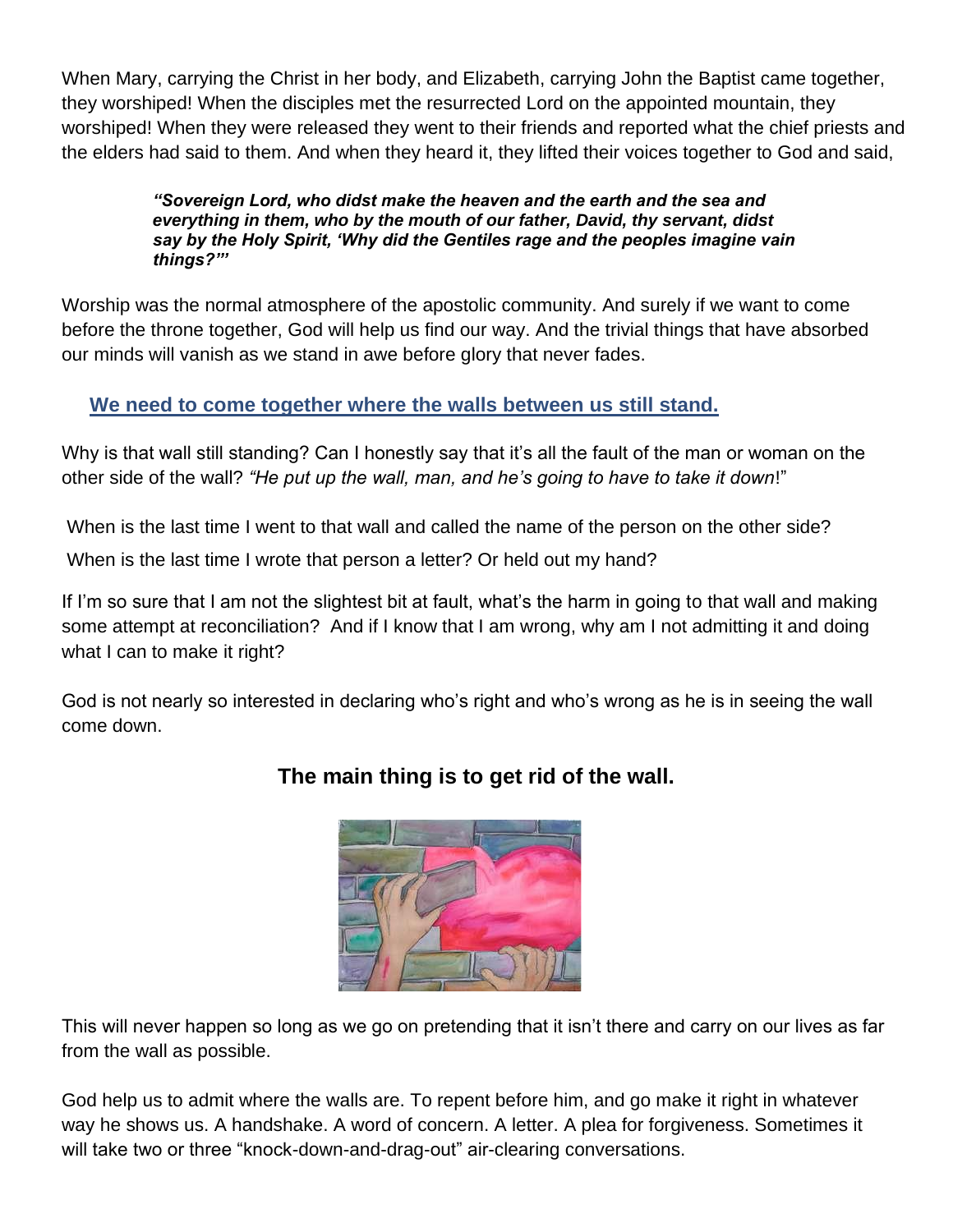When Mary, carrying the Christ in her body, and Elizabeth, carrying John the Baptist came together, they worshiped! When the disciples met the resurrected Lord on the appointed mountain, they worshiped! When they were released they went to their friends and reported what the chief priests and the elders had said to them. And when they heard it, they lifted their voices together to God and said,

> ***"Sovereign Lord, who didst make the heaven and the earth and the sea and everything in them, who by the mouth of our father, David, thy servant, didst say by the Holy Spirit, 'Why did the Gentiles rage and the peoples imagine vain things?'"'***

Worship was the normal atmosphere of the apostolic community. And surely if we want to come before the throne together, God will help us find our way. And the trivial things that have absorbed our minds will vanish as we stand in awe before glory that never fades.

## We need to come together where the walls between us still stand.

Why is that wall still standing? Can I honestly say that it's all the fault of the man or woman on the other side of the wall? *"He put up the wall, man, and he's going to have to take it down*!"

When is the last time I went to that wall and called the name of the person on the other side?

When is the last time I wrote that person a letter? Or held out my hand?

If I'm so sure that I am not the slightest bit at fault, what's the harm in going to that wall and making some attempt at reconciliation? And if I know that I am wrong, why am I not admitting it and doing what I can to make it right?

God is not nearly so interested in declaring who's right and who's wrong as he is in seeing the wall come down.

### The main thing is to get rid of the wall.

This will never happen so long as we go on pretending that it isn't there and carry on our lives as far from the wall as possible.

God help us to admit where the walls are. To repent before him, and go make it right in whatever way he shows us. A handshake. A word of concern. A letter. A plea for forgiveness. Sometimes it will take two or three "knock-down-and-drag-out" air-clearing conversations.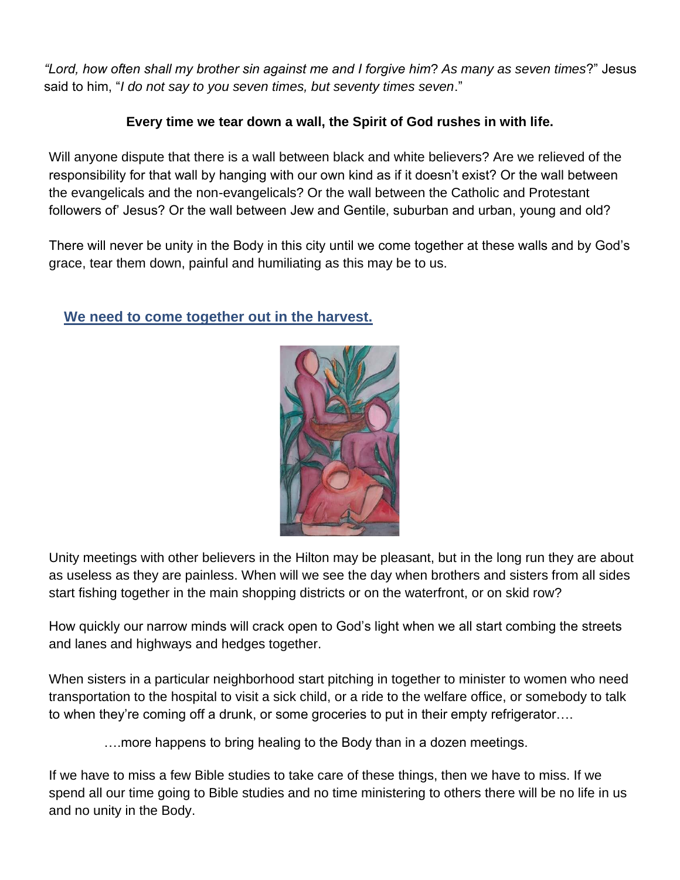*"Lord, how often shall my brother sin against me and I forgive him? As many as seven times?"* Jesus said to him, "*I do not say to you seven times, but seventy times seven*."

**Every time we tear down a wall, the Spirit of God rushes in with life.**

Will anyone dispute that there is a wall between black and white believers? Are we relieved of the responsibility for that wall by hanging with our own kind as if it doesn't exist? Or the wall between the evangelicals and the non-evangelicals? Or the wall between the Catholic and Protestant followers of' Jesus? Or the wall between Jew and Gentile, suburban and urban, young and old?

There will never be unity in the Body in this city until we come together at these walls and by God's grace, tear them down, painful and humiliating as this may be to us.

## We need to come together out in the harvest.

Unity meetings with other believers in the Hilton may be pleasant, but in the long run they are about as useless as they are painless. When will we see the day when brothers and sisters from all sides start fishing together in the main shopping districts or on the waterfront, or on skid row?

How quickly our narrow minds will crack open to God's light when we all start combing the streets and lanes and highways and hedges together.

When sisters in a particular neighborhood start pitching in together to minister to women who need transportation to the hospital to visit a sick child, or a ride to the welfare office, or somebody to talk to when they're coming off a drunk, or some groceries to put in their empty refrigerator….

….more happens to bring healing to the Body than in a dozen meetings.

If we have to miss a few Bible studies to take care of these things, then we have to miss. If we spend all our time going to Bible studies and no time ministering to others there will be no life in us and no unity in the Body.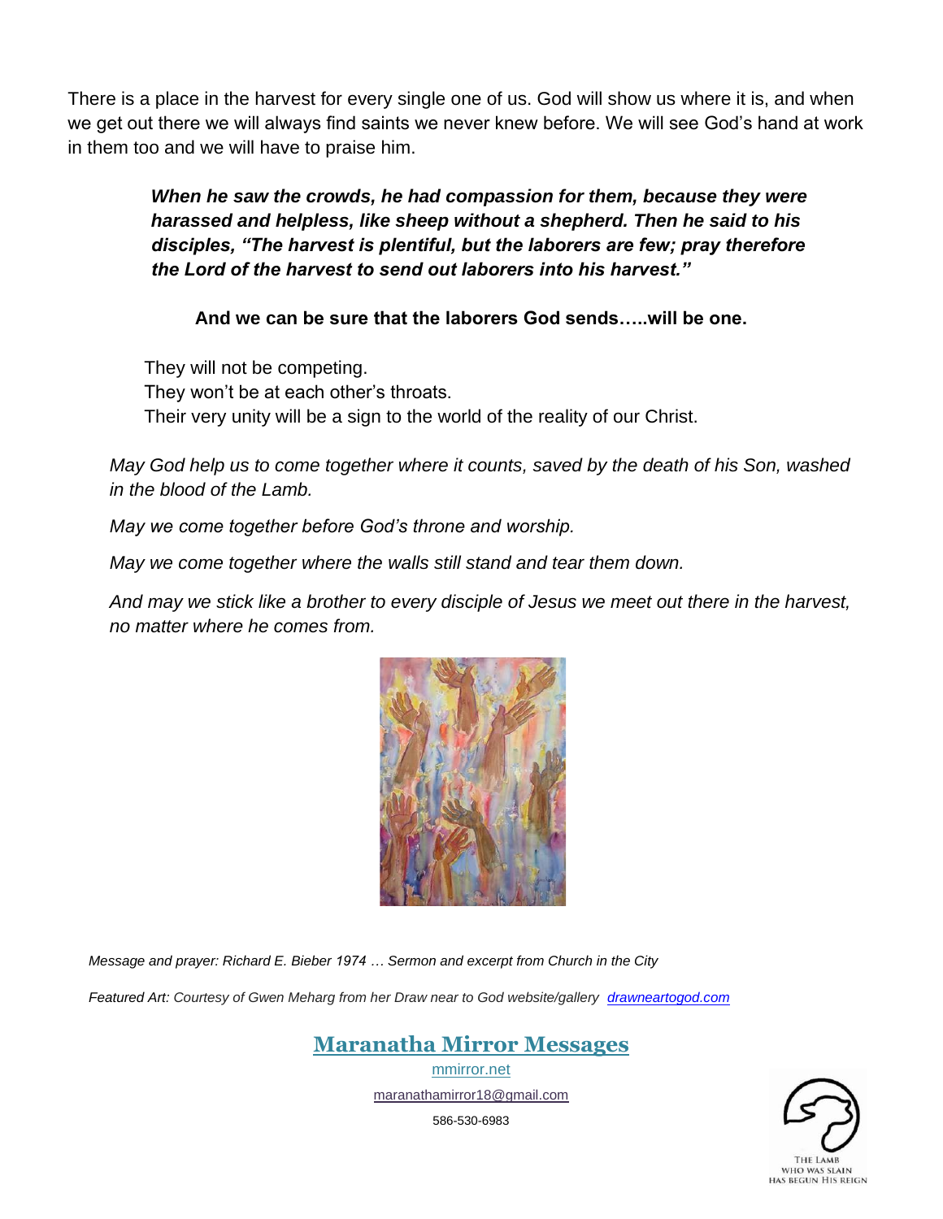There is a place in the harvest for every single one of us. God will show us where it is, and when we get out there we will always find saints we never knew before. We will see God's hand at work in them too and we will have to praise him.

> ***When he saw the crowds, he had compassion for them, because they were harassed and helpless, like sheep without a shepherd. Then he said to his disciples, "The harvest is plentiful, but the laborers are few; pray therefore the Lord of the harvest to send out laborers into his harvest."***

**And we can be sure that the laborers God sends…..will be one.**

They will not be competing.
They won't be at each other's throats.
Their very unity will be a sign to the world of the reality of our Christ.

*May God help us to come together where it counts, saved by the death of his Son, washed in the blood of the Lamb.*

*May we come together before God's throne and worship.*

*May we come together where the walls still stand and tear them down.*

*And may we stick like a brother to every disciple of Jesus we meet out there in the harvest, no matter where he comes from.*

*Message and prayer: Richard E. Bieber 1974 … Sermon and excerpt from Church in the City*

*Featured Art:* *Courtesy of Gwen Meharg from her Draw near to God website/gallery [drawneartogod.com](drawneartogod.com)*

## Maranatha Mirror Messages

mmirror.net

maranathamirror18@gmail.com

586-530-6983

THE LAMB WHO WAS SLAIN HAS BEGUN HIS REIGN